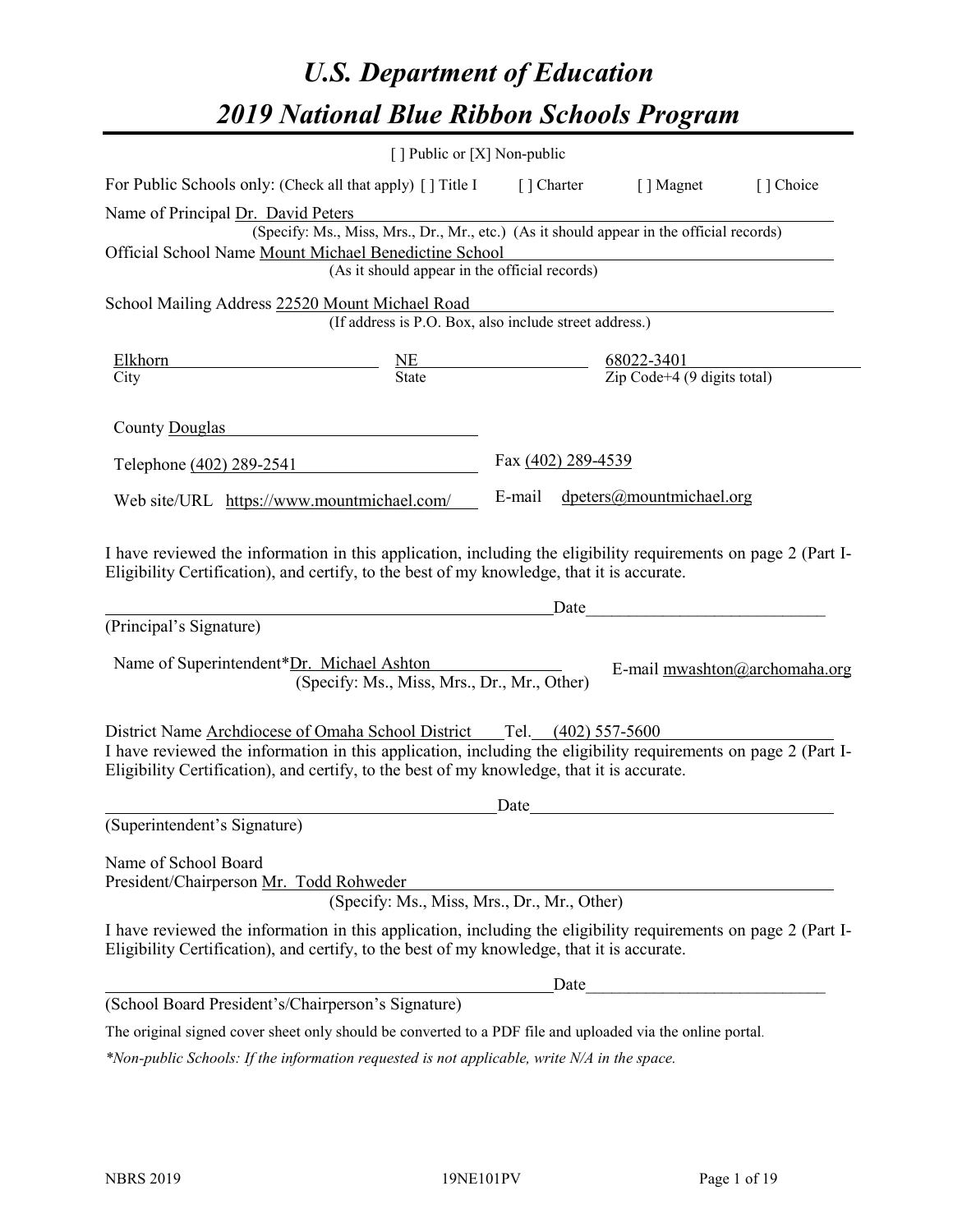# U.S. Department of Education

# 2019 National Blue Ribbon Schools Program

[ ] Public or [X] Non-public

For Public Schools only: (Check all that apply) [ ] Title I [ ] Charter [ ] Magnet [ ] Choice

Name of Principal Dr. David Peters
(Specify: Ms., Miss, Mrs., Dr., Mr., etc.) (As it should appear in the official records)

Official School Name Mount Michael Benedictine School
(As it should appear in the official records)

School Mailing Address 22520 Mount Michael Road
(If address is P.O. Box, also include street address.)

| Elkhorn | NE | 68022-3401 |
|---|---|---|
| City | State | Zip Code+4 (9 digits total) |

County Douglas

Telephone (402) 289-2541 Fax (402) 289-4539

Web site/URL https://www.mountmichael.com/ E-mail dpeters@mountmichael.org

I have reviewed the information in this application, including the eligibility requirements on page 2 (Part I-Eligibility Certification), and certify, to the best of my knowledge, that it is accurate.

_______________________________________________ Date_________________________

(Principal's Signature)

Name of Superintendent*Dr. Michael Ashton E-mail mwashton@archomaha.org
(Specify: Ms., Miss, Mrs., Dr., Mr., Other)

District Name Archdiocese of Omaha School District Tel. (402) 557-5600

I have reviewed the information in this application, including the eligibility requirements on page 2 (Part I-Eligibility Certification), and certify, to the best of my knowledge, that it is accurate.

_______________________________________________ Date_________________________

(Superintendent's Signature)

Name of School Board
President/Chairperson Mr. Todd Rohweder
(Specify: Ms., Miss, Mrs., Dr., Mr., Other)

I have reviewed the information in this application, including the eligibility requirements on page 2 (Part I-Eligibility Certification), and certify, to the best of my knowledge, that it is accurate.

_______________________________________________ Date_________________________

(School Board President's/Chairperson's Signature)

The original signed cover sheet only should be converted to a PDF file and uploaded via the online portal.

*\*Non-public Schools: If the information requested is not applicable, write N/A in the space.*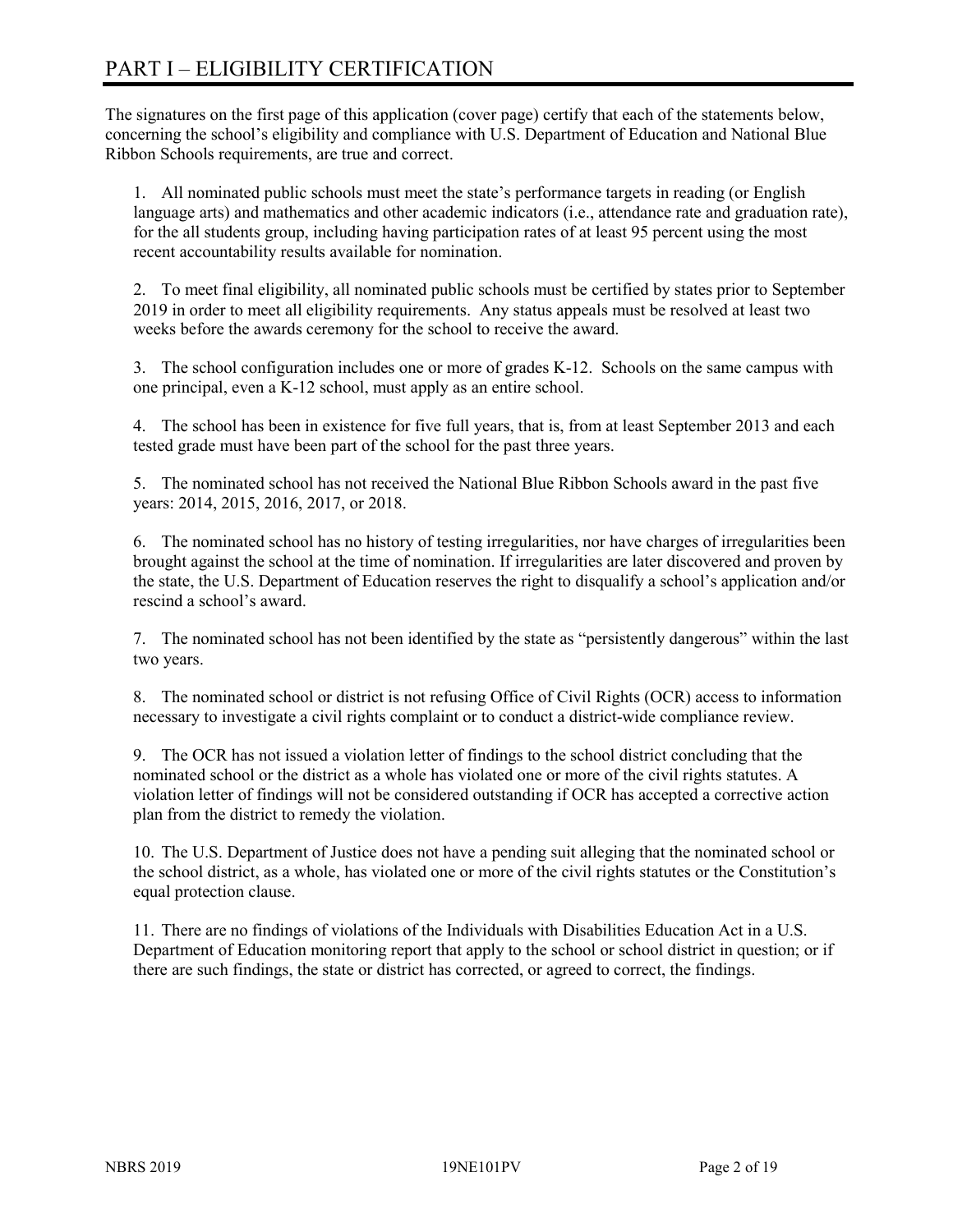# PART I – ELIGIBILITY CERTIFICATION

The signatures on the first page of this application (cover page) certify that each of the statements below, concerning the school's eligibility and compliance with U.S. Department of Education and National Blue Ribbon Schools requirements, are true and correct.

1. All nominated public schools must meet the state's performance targets in reading (or English language arts) and mathematics and other academic indicators (i.e., attendance rate and graduation rate), for the all students group, including having participation rates of at least 95 percent using the most recent accountability results available for nomination.

2. To meet final eligibility, all nominated public schools must be certified by states prior to September 2019 in order to meet all eligibility requirements. Any status appeals must be resolved at least two weeks before the awards ceremony for the school to receive the award.

3. The school configuration includes one or more of grades K-12. Schools on the same campus with one principal, even a K-12 school, must apply as an entire school.

4. The school has been in existence for five full years, that is, from at least September 2013 and each tested grade must have been part of the school for the past three years.

5. The nominated school has not received the National Blue Ribbon Schools award in the past five years: 2014, 2015, 2016, 2017, or 2018.

6. The nominated school has no history of testing irregularities, nor have charges of irregularities been brought against the school at the time of nomination. If irregularities are later discovered and proven by the state, the U.S. Department of Education reserves the right to disqualify a school's application and/or rescind a school's award.

7. The nominated school has not been identified by the state as "persistently dangerous" within the last two years.

8. The nominated school or district is not refusing Office of Civil Rights (OCR) access to information necessary to investigate a civil rights complaint or to conduct a district-wide compliance review.

9. The OCR has not issued a violation letter of findings to the school district concluding that the nominated school or the district as a whole has violated one or more of the civil rights statutes. A violation letter of findings will not be considered outstanding if OCR has accepted a corrective action plan from the district to remedy the violation.

10. The U.S. Department of Justice does not have a pending suit alleging that the nominated school or the school district, as a whole, has violated one or more of the civil rights statutes or the Constitution's equal protection clause.

11. There are no findings of violations of the Individuals with Disabilities Education Act in a U.S. Department of Education monitoring report that apply to the school or school district in question; or if there are such findings, the state or district has corrected, or agreed to correct, the findings.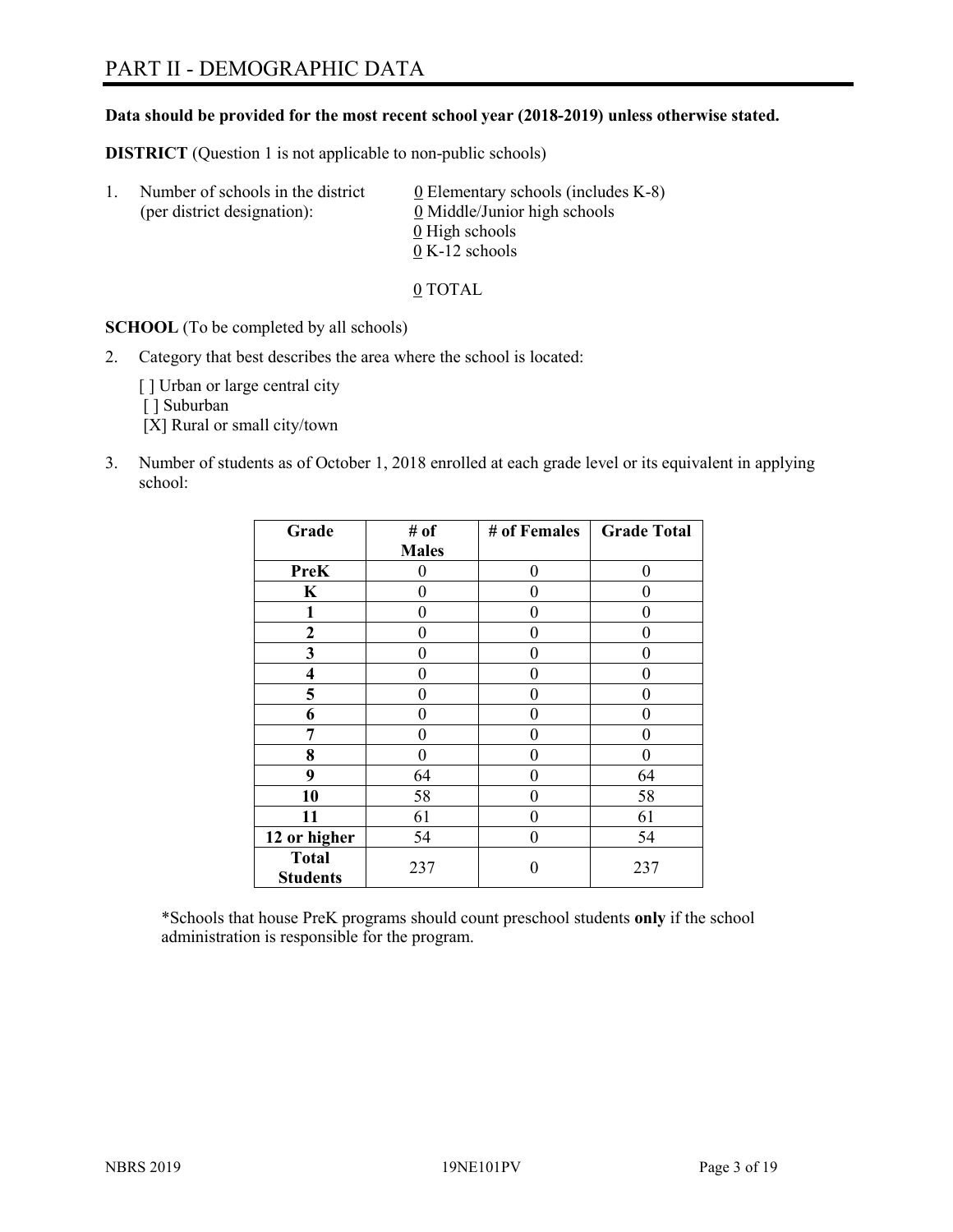# PART II - DEMOGRAPHIC DATA

**Data should be provided for the most recent school year (2018-2019) unless otherwise stated.**

**DISTRICT** (Question 1 is not applicable to non-public schools)

1. Number of schools in the district (per district designation):
   0 Elementary schools (includes K-8)
   0 Middle/Junior high schools
   0 High schools
   0 K-12 schools

   0 TOTAL

**SCHOOL** (To be completed by all schools)

2. Category that best describes the area where the school is located:

   [ ] Urban or large central city
   [ ] Suburban
   [X] Rural or small city/town

3. Number of students as of October 1, 2018 enrolled at each grade level or its equivalent in applying school:

| Grade | # of Males | # of Females | Grade Total |
|---|---|---|---|
| **PreK** | 0 | 0 | 0 |
| **K** | 0 | 0 | 0 |
| **1** | 0 | 0 | 0 |
| **2** | 0 | 0 | 0 |
| **3** | 0 | 0 | 0 |
| **4** | 0 | 0 | 0 |
| **5** | 0 | 0 | 0 |
| **6** | 0 | 0 | 0 |
| **7** | 0 | 0 | 0 |
| **8** | 0 | 0 | 0 |
| **9** | 64 | 0 | 64 |
| **10** | 58 | 0 | 58 |
| **11** | 61 | 0 | 61 |
| **12 or higher** | 54 | 0 | 54 |
| **Total Students** | 237 | 0 | 237 |

*Schools that house PreK programs should count preschool students **only** if the school administration is responsible for the program.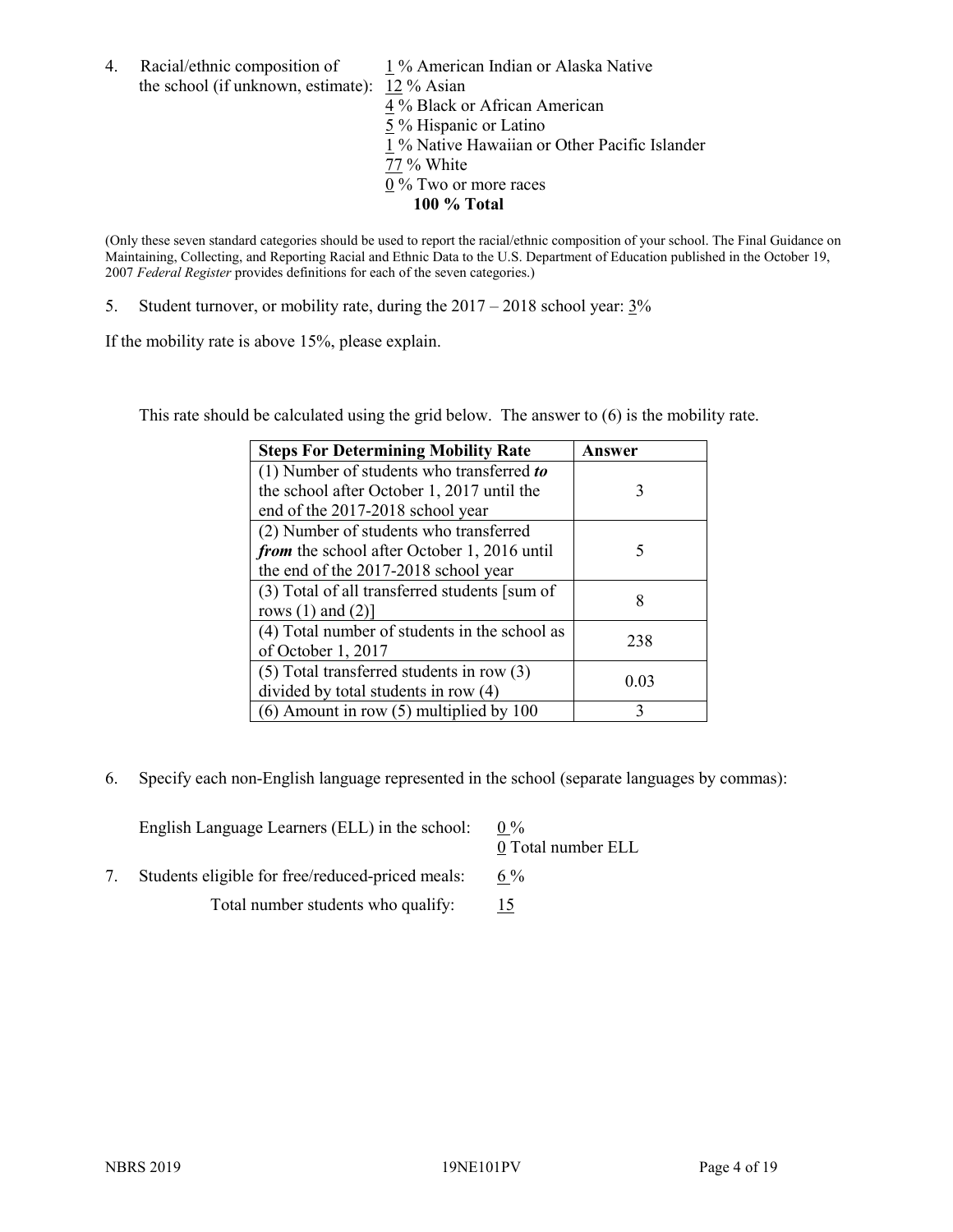4. Racial/ethnic composition of the school (if unknown, estimate):
   1 % American Indian or Alaska Native
   12 % Asian
   4 % Black or African American
   5 % Hispanic or Latino
   1 % Native Hawaiian or Other Pacific Islander
   77 % White
   0 % Two or more races
   **100 % Total**

(Only these seven standard categories should be used to report the racial/ethnic composition of your school. The Final Guidance on Maintaining, Collecting, and Reporting Racial and Ethnic Data to the U.S. Department of Education published in the October 19, 2007 *Federal Register* provides definitions for each of the seven categories.)

5. Student turnover, or mobility rate, during the 2017 – 2018 school year: 3%

If the mobility rate is above 15%, please explain.

This rate should be calculated using the grid below. The answer to (6) is the mobility rate.

| **Steps For Determining Mobility Rate** | **Answer** |
| --- | --- |
| (1) Number of students who transferred ***to*** the school after October 1, 2017 until the end of the 2017-2018 school year | 3 |
| (2) Number of students who transferred ***from*** the school after October 1, 2016 until the end of the 2017-2018 school year | 5 |
| (3) Total of all transferred students [sum of rows (1) and (2)] | 8 |
| (4) Total number of students in the school as of October 1, 2017 | 238 |
| (5) Total transferred students in row (3) divided by total students in row (4) | 0.03 |
| (6) Amount in row (5) multiplied by 100 | 3 |

6. Specify each non-English language represented in the school (separate languages by commas):

   English Language Learners (ELL) in the school: 0 %
   0 Total number ELL

7. Students eligible for free/reduced-priced meals: 6 %
   Total number students who qualify: 15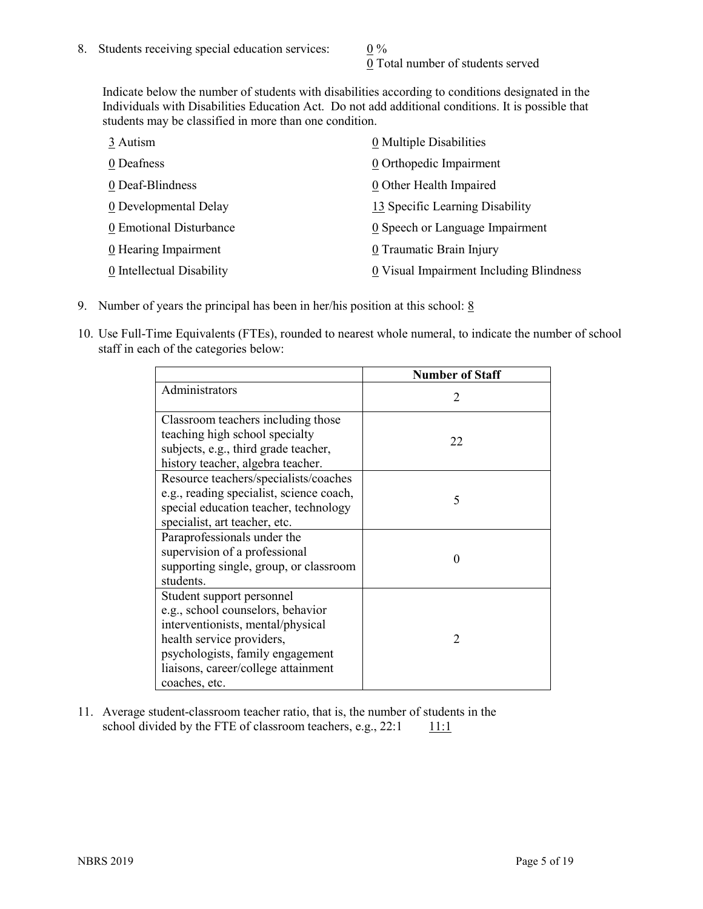8. Students receiving special education services: 0 %
   0 Total number of students served

   Indicate below the number of students with disabilities according to conditions designated in the Individuals with Disabilities Education Act. Do not add additional conditions. It is possible that students may be classified in more than one condition.

   3 Autism
   0 Deafness
   0 Deaf-Blindness
   0 Developmental Delay
   0 Emotional Disturbance
   0 Hearing Impairment
   0 Intellectual Disability
   0 Multiple Disabilities
   0 Orthopedic Impairment
   0 Other Health Impaired
   13 Specific Learning Disability
   0 Speech or Language Impairment
   0 Traumatic Brain Injury
   0 Visual Impairment Including Blindness

9. Number of years the principal has been in her/his position at this school: 8

10. Use Full-Time Equivalents (FTEs), rounded to nearest whole numeral, to indicate the number of school staff in each of the categories below:

| | Number of Staff |
|---|---|
| Administrators | 2 |
| Classroom teachers including those teaching high school specialty subjects, e.g., third grade teacher, history teacher, algebra teacher. | 22 |
| Resource teachers/specialists/coaches e.g., reading specialist, science coach, special education teacher, technology specialist, art teacher, etc. | 5 |
| Paraprofessionals under the supervision of a professional supporting single, group, or classroom students. | 0 |
| Student support personnel e.g., school counselors, behavior interventionists, mental/physical health service providers, psychologists, family engagement liaisons, career/college attainment coaches, etc. | 2 |

11. Average student-classroom teacher ratio, that is, the number of students in the school divided by the FTE of classroom teachers, e.g., 22:1 11:1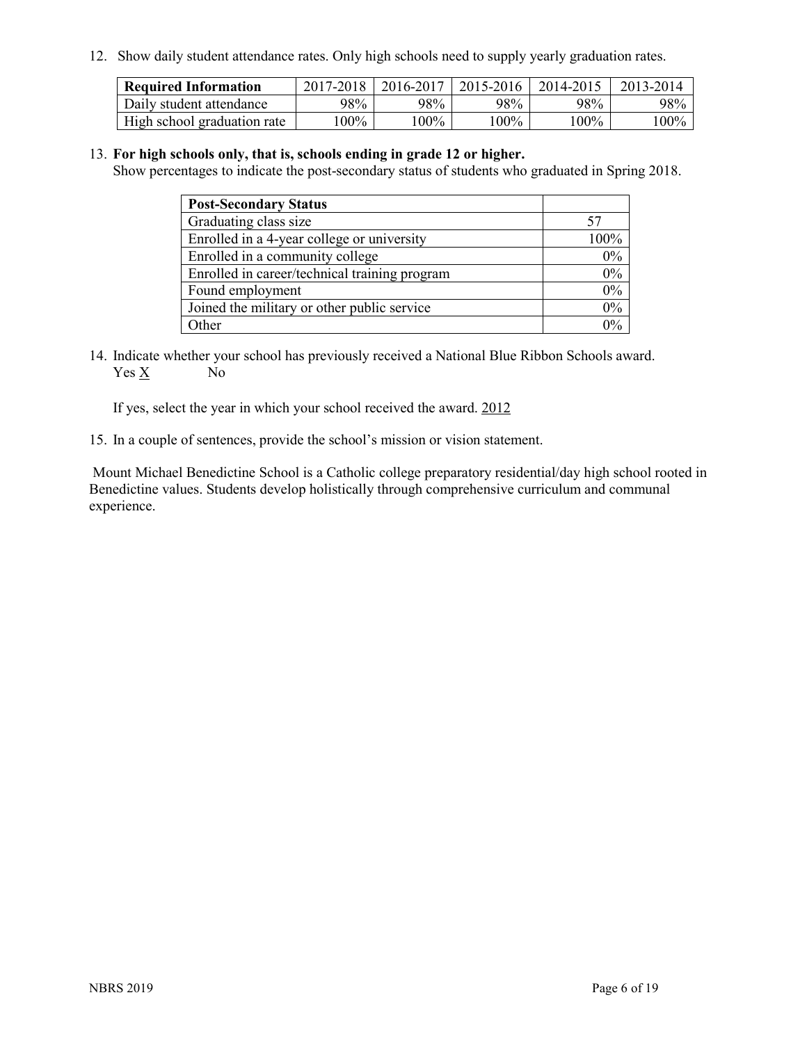12. Show daily student attendance rates. Only high schools need to supply yearly graduation rates.

| Required Information | 2017-2018 | 2016-2017 | 2015-2016 | 2014-2015 | 2013-2014 |
| --- | --- | --- | --- | --- | --- |
| Daily student attendance | 98% | 98% | 98% | 98% | 98% |
| High school graduation rate | 100% | 100% | 100% | 100% | 100% |

13. **For high schools only, that is, schools ending in grade 12 or higher.**
Show percentages to indicate the post-secondary status of students who graduated in Spring 2018.

| Post-Secondary Status | |
| --- | --- |
| Graduating class size | 57 |
| Enrolled in a 4-year college or university | 100% |
| Enrolled in a community college | 0% |
| Enrolled in career/technical training program | 0% |
| Found employment | 0% |
| Joined the military or other public service | 0% |
| Other | 0% |

14. Indicate whether your school has previously received a National Blue Ribbon Schools award.
Yes X No

If yes, select the year in which your school received the award. 2012

15. In a couple of sentences, provide the school's mission or vision statement.

Mount Michael Benedictine School is a Catholic college preparatory residential/day high school rooted in Benedictine values. Students develop holistically through comprehensive curriculum and communal experience.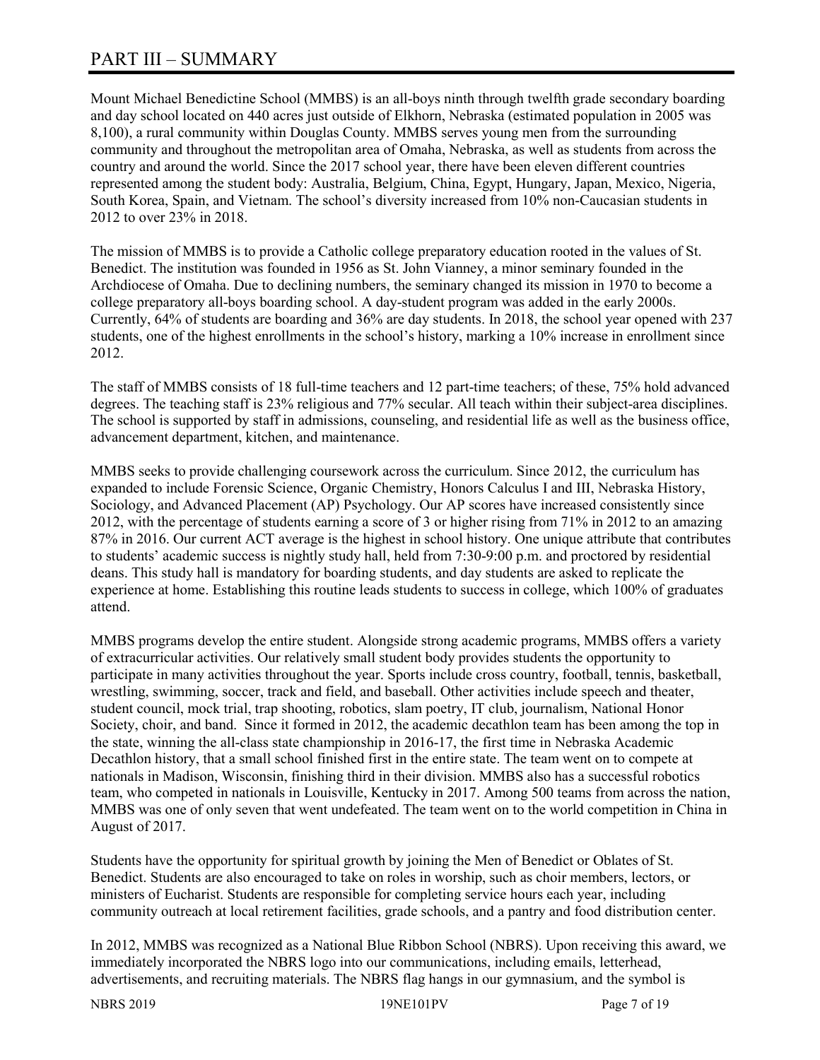# PART III – SUMMARY

Mount Michael Benedictine School (MMBS) is an all-boys ninth through twelfth grade secondary boarding and day school located on 440 acres just outside of Elkhorn, Nebraska (estimated population in 2005 was 8,100), a rural community within Douglas County. MMBS serves young men from the surrounding community and throughout the metropolitan area of Omaha, Nebraska, as well as students from across the country and around the world. Since the 2017 school year, there have been eleven different countries represented among the student body: Australia, Belgium, China, Egypt, Hungary, Japan, Mexico, Nigeria, South Korea, Spain, and Vietnam. The school's diversity increased from 10% non-Caucasian students in 2012 to over 23% in 2018.

The mission of MMBS is to provide a Catholic college preparatory education rooted in the values of St. Benedict. The institution was founded in 1956 as St. John Vianney, a minor seminary founded in the Archdiocese of Omaha. Due to declining numbers, the seminary changed its mission in 1970 to become a college preparatory all-boys boarding school. A day-student program was added in the early 2000s. Currently, 64% of students are boarding and 36% are day students. In 2018, the school year opened with 237 students, one of the highest enrollments in the school's history, marking a 10% increase in enrollment since 2012.

The staff of MMBS consists of 18 full-time teachers and 12 part-time teachers; of these, 75% hold advanced degrees. The teaching staff is 23% religious and 77% secular. All teach within their subject-area disciplines. The school is supported by staff in admissions, counseling, and residential life as well as the business office, advancement department, kitchen, and maintenance.

MMBS seeks to provide challenging coursework across the curriculum. Since 2012, the curriculum has expanded to include Forensic Science, Organic Chemistry, Honors Calculus I and III, Nebraska History, Sociology, and Advanced Placement (AP) Psychology. Our AP scores have increased consistently since 2012, with the percentage of students earning a score of 3 or higher rising from 71% in 2012 to an amazing 87% in 2016. Our current ACT average is the highest in school history. One unique attribute that contributes to students' academic success is nightly study hall, held from 7:30-9:00 p.m. and proctored by residential deans. This study hall is mandatory for boarding students, and day students are asked to replicate the experience at home. Establishing this routine leads students to success in college, which 100% of graduates attend.

MMBS programs develop the entire student. Alongside strong academic programs, MMBS offers a variety of extracurricular activities. Our relatively small student body provides students the opportunity to participate in many activities throughout the year. Sports include cross country, football, tennis, basketball, wrestling, swimming, soccer, track and field, and baseball. Other activities include speech and theater, student council, mock trial, trap shooting, robotics, slam poetry, IT club, journalism, National Honor Society, choir, and band. Since it formed in 2012, the academic decathlon team has been among the top in the state, winning the all-class state championship in 2016-17, the first time in Nebraska Academic Decathlon history, that a small school finished first in the entire state. The team went on to compete at nationals in Madison, Wisconsin, finishing third in their division. MMBS also has a successful robotics team, who competed in nationals in Louisville, Kentucky in 2017. Among 500 teams from across the nation, MMBS was one of only seven that went undefeated. The team went on to the world competition in China in August of 2017.

Students have the opportunity for spiritual growth by joining the Men of Benedict or Oblates of St. Benedict. Students are also encouraged to take on roles in worship, such as choir members, lectors, or ministers of Eucharist. Students are responsible for completing service hours each year, including community outreach at local retirement facilities, grade schools, and a pantry and food distribution center.

In 2012, MMBS was recognized as a National Blue Ribbon School (NBRS). Upon receiving this award, we immediately incorporated the NBRS logo into our communications, including emails, letterhead, advertisements, and recruiting materials. The NBRS flag hangs in our gymnasium, and the symbol is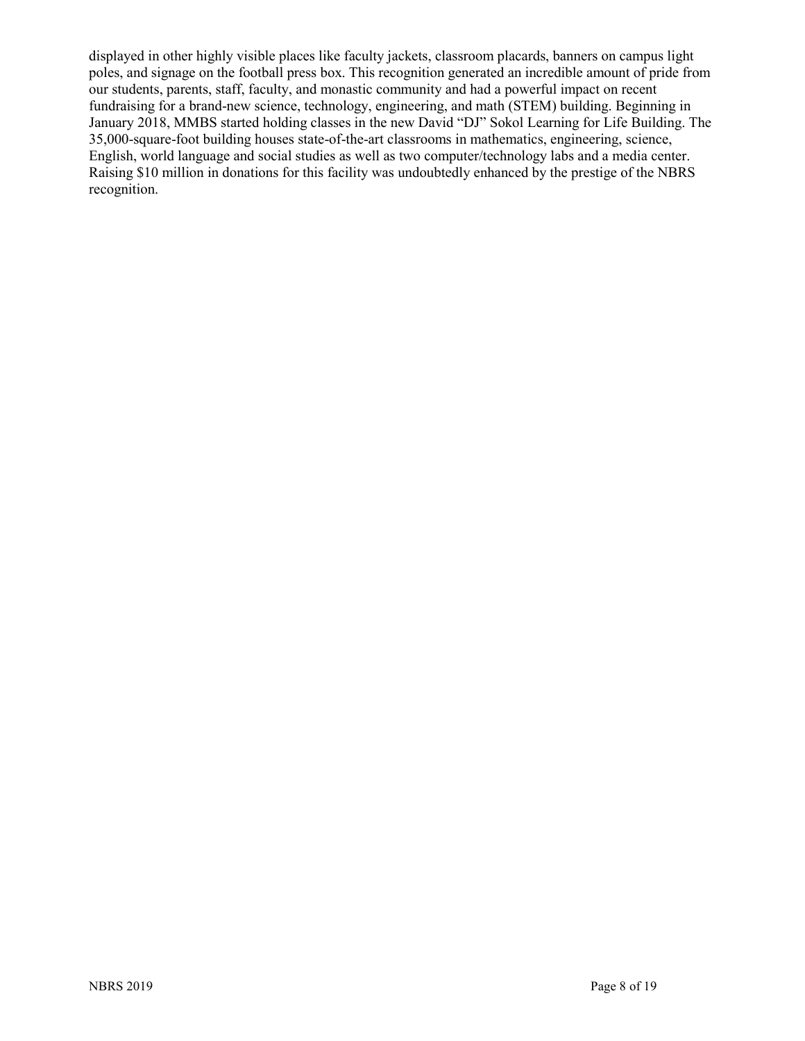displayed in other highly visible places like faculty jackets, classroom placards, banners on campus light poles, and signage on the football press box. This recognition generated an incredible amount of pride from our students, parents, staff, faculty, and monastic community and had a powerful impact on recent fundraising for a brand-new science, technology, engineering, and math (STEM) building. Beginning in January 2018, MMBS started holding classes in the new David “DJ” Sokol Learning for Life Building. The 35,000-square-foot building houses state-of-the-art classrooms in mathematics, engineering, science, English, world language and social studies as well as two computer/technology labs and a media center. Raising $10 million in donations for this facility was undoubtedly enhanced by the prestige of the NBRS recognition.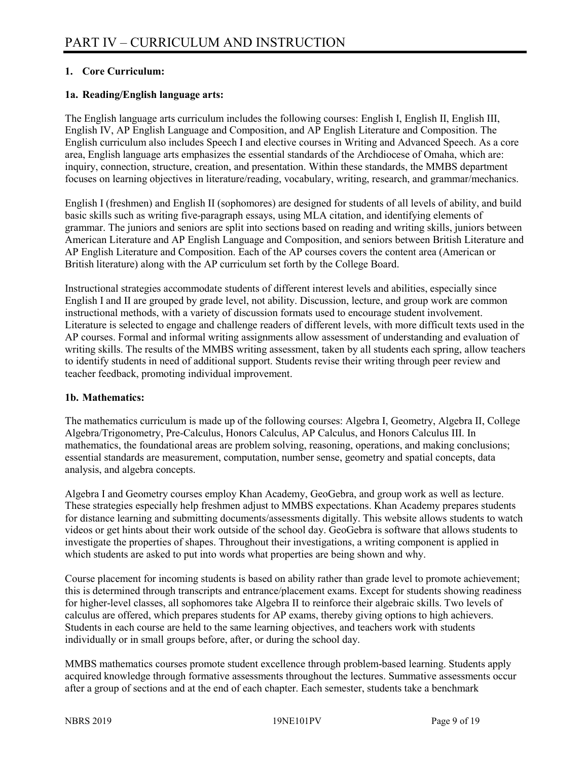# PART IV – CURRICULUM AND INSTRUCTION

**1. Core Curriculum:**

**1a. Reading/English language arts:**

The English language arts curriculum includes the following courses: English I, English II, English III, English IV, AP English Language and Composition, and AP English Literature and Composition. The English curriculum also includes Speech I and elective courses in Writing and Advanced Speech. As a core area, English language arts emphasizes the essential standards of the Archdiocese of Omaha, which are: inquiry, connection, structure, creation, and presentation. Within these standards, the MMBS department focuses on learning objectives in literature/reading, vocabulary, writing, research, and grammar/mechanics.

English I (freshmen) and English II (sophomores) are designed for students of all levels of ability, and build basic skills such as writing five-paragraph essays, using MLA citation, and identifying elements of grammar. The juniors and seniors are split into sections based on reading and writing skills, juniors between American Literature and AP English Language and Composition, and seniors between British Literature and AP English Literature and Composition. Each of the AP courses covers the content area (American or British literature) along with the AP curriculum set forth by the College Board.

Instructional strategies accommodate students of different interest levels and abilities, especially since English I and II are grouped by grade level, not ability. Discussion, lecture, and group work are common instructional methods, with a variety of discussion formats used to encourage student involvement. Literature is selected to engage and challenge readers of different levels, with more difficult texts used in the AP courses. Formal and informal writing assignments allow assessment of understanding and evaluation of writing skills. The results of the MMBS writing assessment, taken by all students each spring, allow teachers to identify students in need of additional support. Students revise their writing through peer review and teacher feedback, promoting individual improvement.

**1b. Mathematics:**

The mathematics curriculum is made up of the following courses: Algebra I, Geometry, Algebra II, College Algebra/Trigonometry, Pre-Calculus, Honors Calculus, AP Calculus, and Honors Calculus III. In mathematics, the foundational areas are problem solving, reasoning, operations, and making conclusions; essential standards are measurement, computation, number sense, geometry and spatial concepts, data analysis, and algebra concepts.

Algebra I and Geometry courses employ Khan Academy, GeoGebra, and group work as well as lecture. These strategies especially help freshmen adjust to MMBS expectations. Khan Academy prepares students for distance learning and submitting documents/assessments digitally. This website allows students to watch videos or get hints about their work outside of the school day. GeoGebra is software that allows students to investigate the properties of shapes. Throughout their investigations, a writing component is applied in which students are asked to put into words what properties are being shown and why.

Course placement for incoming students is based on ability rather than grade level to promote achievement; this is determined through transcripts and entrance/placement exams. Except for students showing readiness for higher-level classes, all sophomores take Algebra II to reinforce their algebraic skills. Two levels of calculus are offered, which prepares students for AP exams, thereby giving options to high achievers. Students in each course are held to the same learning objectives, and teachers work with students individually or in small groups before, after, or during the school day.

MMBS mathematics courses promote student excellence through problem-based learning. Students apply acquired knowledge through formative assessments throughout the lectures. Summative assessments occur after a group of sections and at the end of each chapter. Each semester, students take a benchmark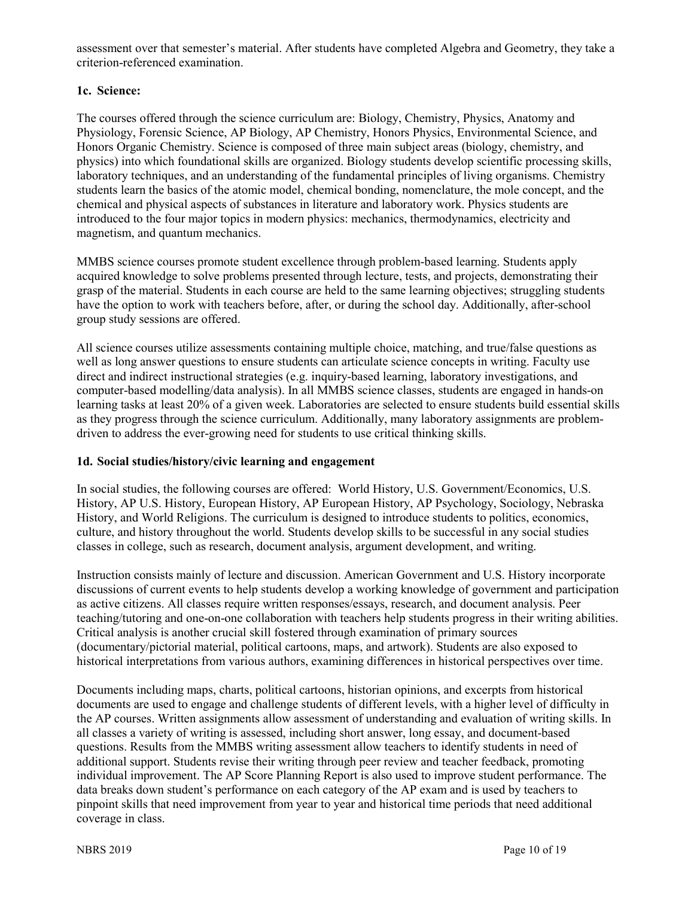assessment over that semester's material. After students have completed Algebra and Geometry, they take a criterion-referenced examination.

### 1c. Science:

The courses offered through the science curriculum are: Biology, Chemistry, Physics, Anatomy and Physiology, Forensic Science, AP Biology, AP Chemistry, Honors Physics, Environmental Science, and Honors Organic Chemistry. Science is composed of three main subject areas (biology, chemistry, and physics) into which foundational skills are organized. Biology students develop scientific processing skills, laboratory techniques, and an understanding of the fundamental principles of living organisms. Chemistry students learn the basics of the atomic model, chemical bonding, nomenclature, the mole concept, and the chemical and physical aspects of substances in literature and laboratory work. Physics students are introduced to the four major topics in modern physics: mechanics, thermodynamics, electricity and magnetism, and quantum mechanics.

MMBS science courses promote student excellence through problem-based learning. Students apply acquired knowledge to solve problems presented through lecture, tests, and projects, demonstrating their grasp of the material. Students in each course are held to the same learning objectives; struggling students have the option to work with teachers before, after, or during the school day. Additionally, after-school group study sessions are offered.

All science courses utilize assessments containing multiple choice, matching, and true/false questions as well as long answer questions to ensure students can articulate science concepts in writing. Faculty use direct and indirect instructional strategies (e.g. inquiry-based learning, laboratory investigations, and computer-based modelling/data analysis). In all MMBS science classes, students are engaged in hands-on learning tasks at least 20% of a given week. Laboratories are selected to ensure students build essential skills as they progress through the science curriculum. Additionally, many laboratory assignments are problem-driven to address the ever-growing need for students to use critical thinking skills.

### 1d. Social studies/history/civic learning and engagement

In social studies, the following courses are offered: World History, U.S. Government/Economics, U.S. History, AP U.S. History, European History, AP European History, AP Psychology, Sociology, Nebraska History, and World Religions. The curriculum is designed to introduce students to politics, economics, culture, and history throughout the world. Students develop skills to be successful in any social studies classes in college, such as research, document analysis, argument development, and writing.

Instruction consists mainly of lecture and discussion. American Government and U.S. History incorporate discussions of current events to help students develop a working knowledge of government and participation as active citizens. All classes require written responses/essays, research, and document analysis. Peer teaching/tutoring and one-on-one collaboration with teachers help students progress in their writing abilities. Critical analysis is another crucial skill fostered through examination of primary sources (documentary/pictorial material, political cartoons, maps, and artwork). Students are also exposed to historical interpretations from various authors, examining differences in historical perspectives over time.

Documents including maps, charts, political cartoons, historian opinions, and excerpts from historical documents are used to engage and challenge students of different levels, with a higher level of difficulty in the AP courses. Written assignments allow assessment of understanding and evaluation of writing skills. In all classes a variety of writing is assessed, including short answer, long essay, and document-based questions. Results from the MMBS writing assessment allow teachers to identify students in need of additional support. Students revise their writing through peer review and teacher feedback, promoting individual improvement. The AP Score Planning Report is also used to improve student performance. The data breaks down student's performance on each category of the AP exam and is used by teachers to pinpoint skills that need improvement from year to year and historical time periods that need additional coverage in class.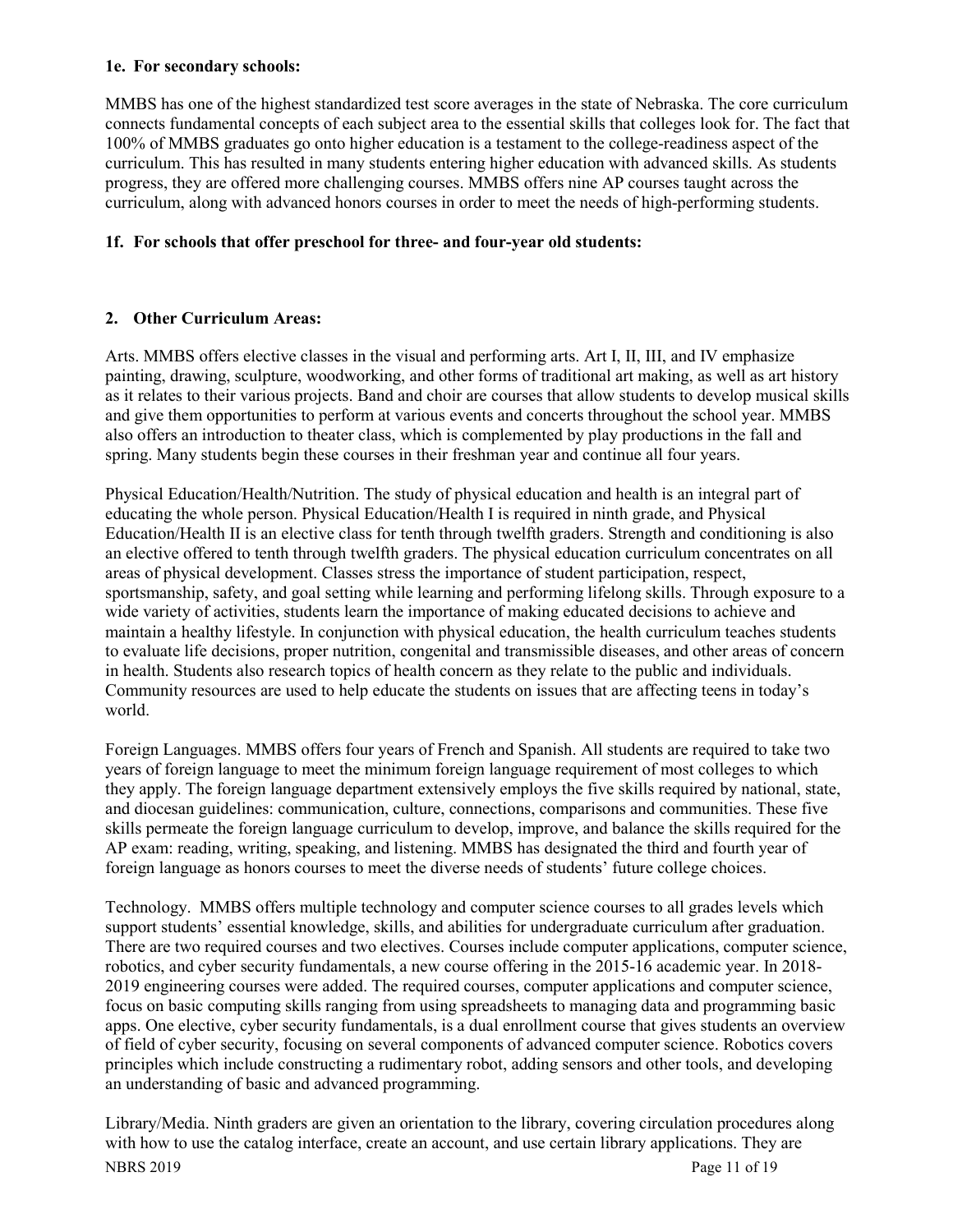**1e. For secondary schools:**

MMBS has one of the highest standardized test score averages in the state of Nebraska. The core curriculum connects fundamental concepts of each subject area to the essential skills that colleges look for. The fact that 100% of MMBS graduates go onto higher education is a testament to the college-readiness aspect of the curriculum. This has resulted in many students entering higher education with advanced skills. As students progress, they are offered more challenging courses. MMBS offers nine AP courses taught across the curriculum, along with advanced honors courses in order to meet the needs of high-performing students.

**1f. For schools that offer preschool for three- and four-year old students:**

**2. Other Curriculum Areas:**

Arts. MMBS offers elective classes in the visual and performing arts. Art I, II, III, and IV emphasize painting, drawing, sculpture, woodworking, and other forms of traditional art making, as well as art history as it relates to their various projects. Band and choir are courses that allow students to develop musical skills and give them opportunities to perform at various events and concerts throughout the school year. MMBS also offers an introduction to theater class, which is complemented by play productions in the fall and spring. Many students begin these courses in their freshman year and continue all four years.

Physical Education/Health/Nutrition. The study of physical education and health is an integral part of educating the whole person. Physical Education/Health I is required in ninth grade, and Physical Education/Health II is an elective class for tenth through twelfth graders. Strength and conditioning is also an elective offered to tenth through twelfth graders. The physical education curriculum concentrates on all areas of physical development. Classes stress the importance of student participation, respect, sportsmanship, safety, and goal setting while learning and performing lifelong skills. Through exposure to a wide variety of activities, students learn the importance of making educated decisions to achieve and maintain a healthy lifestyle. In conjunction with physical education, the health curriculum teaches students to evaluate life decisions, proper nutrition, congenital and transmissible diseases, and other areas of concern in health. Students also research topics of health concern as they relate to the public and individuals. Community resources are used to help educate the students on issues that are affecting teens in today's world.

Foreign Languages. MMBS offers four years of French and Spanish. All students are required to take two years of foreign language to meet the minimum foreign language requirement of most colleges to which they apply. The foreign language department extensively employs the five skills required by national, state, and diocesan guidelines: communication, culture, connections, comparisons and communities. These five skills permeate the foreign language curriculum to develop, improve, and balance the skills required for the AP exam: reading, writing, speaking, and listening. MMBS has designated the third and fourth year of foreign language as honors courses to meet the diverse needs of students' future college choices.

Technology. MMBS offers multiple technology and computer science courses to all grades levels which support students' essential knowledge, skills, and abilities for undergraduate curriculum after graduation. There are two required courses and two electives. Courses include computer applications, computer science, robotics, and cyber security fundamentals, a new course offering in the 2015-16 academic year. In 2018-2019 engineering courses were added. The required courses, computer applications and computer science, focus on basic computing skills ranging from using spreadsheets to managing data and programming basic apps. One elective, cyber security fundamentals, is a dual enrollment course that gives students an overview of field of cyber security, focusing on several components of advanced computer science. Robotics covers principles which include constructing a rudimentary robot, adding sensors and other tools, and developing an understanding of basic and advanced programming.

Library/Media. Ninth graders are given an orientation to the library, covering circulation procedures along with how to use the catalog interface, create an account, and use certain library applications. They are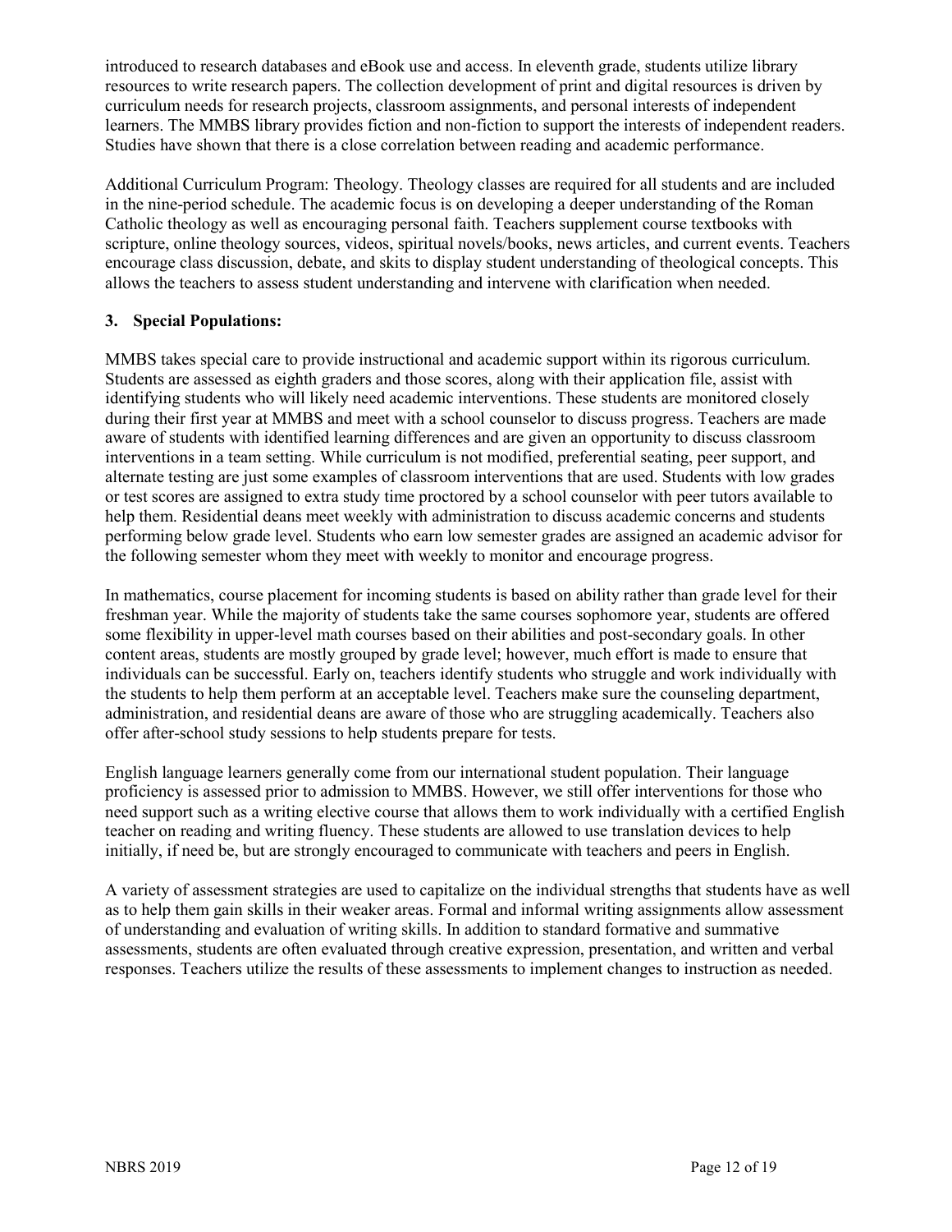introduced to research databases and eBook use and access. In eleventh grade, students utilize library resources to write research papers. The collection development of print and digital resources is driven by curriculum needs for research projects, classroom assignments, and personal interests of independent learners. The MMBS library provides fiction and non-fiction to support the interests of independent readers. Studies have shown that there is a close correlation between reading and academic performance.

Additional Curriculum Program: Theology. Theology classes are required for all students and are included in the nine-period schedule. The academic focus is on developing a deeper understanding of the Roman Catholic theology as well as encouraging personal faith. Teachers supplement course textbooks with scripture, online theology sources, videos, spiritual novels/books, news articles, and current events. Teachers encourage class discussion, debate, and skits to display student understanding of theological concepts. This allows the teachers to assess student understanding and intervene with clarification when needed.

### 3. Special Populations:

MMBS takes special care to provide instructional and academic support within its rigorous curriculum. Students are assessed as eighth graders and those scores, along with their application file, assist with identifying students who will likely need academic interventions. These students are monitored closely during their first year at MMBS and meet with a school counselor to discuss progress. Teachers are made aware of students with identified learning differences and are given an opportunity to discuss classroom interventions in a team setting. While curriculum is not modified, preferential seating, peer support, and alternate testing are just some examples of classroom interventions that are used. Students with low grades or test scores are assigned to extra study time proctored by a school counselor with peer tutors available to help them. Residential deans meet weekly with administration to discuss academic concerns and students performing below grade level. Students who earn low semester grades are assigned an academic advisor for the following semester whom they meet with weekly to monitor and encourage progress.

In mathematics, course placement for incoming students is based on ability rather than grade level for their freshman year. While the majority of students take the same courses sophomore year, students are offered some flexibility in upper-level math courses based on their abilities and post-secondary goals. In other content areas, students are mostly grouped by grade level; however, much effort is made to ensure that individuals can be successful. Early on, teachers identify students who struggle and work individually with the students to help them perform at an acceptable level. Teachers make sure the counseling department, administration, and residential deans are aware of those who are struggling academically. Teachers also offer after-school study sessions to help students prepare for tests.

English language learners generally come from our international student population. Their language proficiency is assessed prior to admission to MMBS. However, we still offer interventions for those who need support such as a writing elective course that allows them to work individually with a certified English teacher on reading and writing fluency. These students are allowed to use translation devices to help initially, if need be, but are strongly encouraged to communicate with teachers and peers in English.

A variety of assessment strategies are used to capitalize on the individual strengths that students have as well as to help them gain skills in their weaker areas. Formal and informal writing assignments allow assessment of understanding and evaluation of writing skills. In addition to standard formative and summative assessments, students are often evaluated through creative expression, presentation, and written and verbal responses. Teachers utilize the results of these assessments to implement changes to instruction as needed.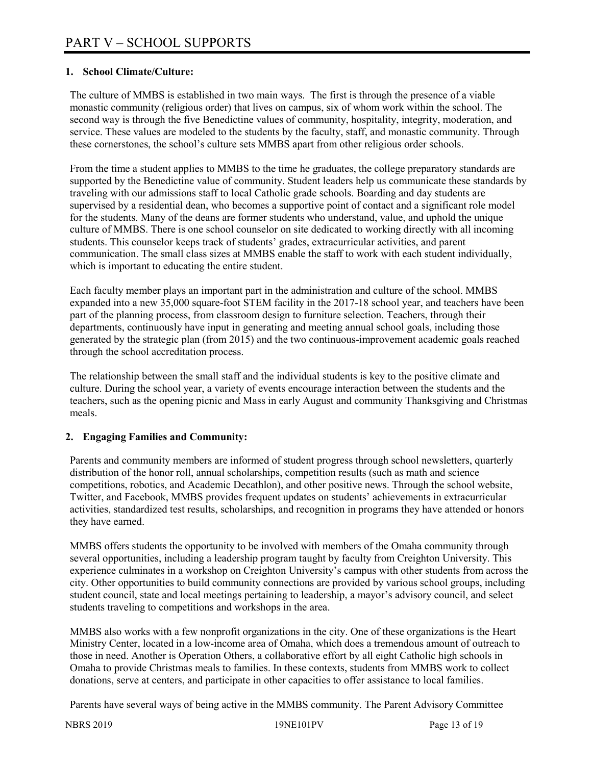# PART V – SCHOOL SUPPORTS

## 1. School Climate/Culture:

The culture of MMBS is established in two main ways. The first is through the presence of a viable monastic community (religious order) that lives on campus, six of whom work within the school. The second way is through the five Benedictine values of community, hospitality, integrity, moderation, and service. These values are modeled to the students by the faculty, staff, and monastic community. Through these cornerstones, the school's culture sets MMBS apart from other religious order schools.

From the time a student applies to MMBS to the time he graduates, the college preparatory standards are supported by the Benedictine value of community. Student leaders help us communicate these standards by traveling with our admissions staff to local Catholic grade schools. Boarding and day students are supervised by a residential dean, who becomes a supportive point of contact and a significant role model for the students. Many of the deans are former students who understand, value, and uphold the unique culture of MMBS. There is one school counselor on site dedicated to working directly with all incoming students. This counselor keeps track of students' grades, extracurricular activities, and parent communication. The small class sizes at MMBS enable the staff to work with each student individually, which is important to educating the entire student.

Each faculty member plays an important part in the administration and culture of the school. MMBS expanded into a new 35,000 square-foot STEM facility in the 2017-18 school year, and teachers have been part of the planning process, from classroom design to furniture selection. Teachers, through their departments, continuously have input in generating and meeting annual school goals, including those generated by the strategic plan (from 2015) and the two continuous-improvement academic goals reached through the school accreditation process.

The relationship between the small staff and the individual students is key to the positive climate and culture. During the school year, a variety of events encourage interaction between the students and the teachers, such as the opening picnic and Mass in early August and community Thanksgiving and Christmas meals.

## 2. Engaging Families and Community:

Parents and community members are informed of student progress through school newsletters, quarterly distribution of the honor roll, annual scholarships, competition results (such as math and science competitions, robotics, and Academic Decathlon), and other positive news. Through the school website, Twitter, and Facebook, MMBS provides frequent updates on students' achievements in extracurricular activities, standardized test results, scholarships, and recognition in programs they have attended or honors they have earned.

MMBS offers students the opportunity to be involved with members of the Omaha community through several opportunities, including a leadership program taught by faculty from Creighton University. This experience culminates in a workshop on Creighton University's campus with other students from across the city. Other opportunities to build community connections are provided by various school groups, including student council, state and local meetings pertaining to leadership, a mayor's advisory council, and select students traveling to competitions and workshops in the area.

MMBS also works with a few nonprofit organizations in the city. One of these organizations is the Heart Ministry Center, located in a low-income area of Omaha, which does a tremendous amount of outreach to those in need. Another is Operation Others, a collaborative effort by all eight Catholic high schools in Omaha to provide Christmas meals to families. In these contexts, students from MMBS work to collect donations, serve at centers, and participate in other capacities to offer assistance to local families.

Parents have several ways of being active in the MMBS community. The Parent Advisory Committee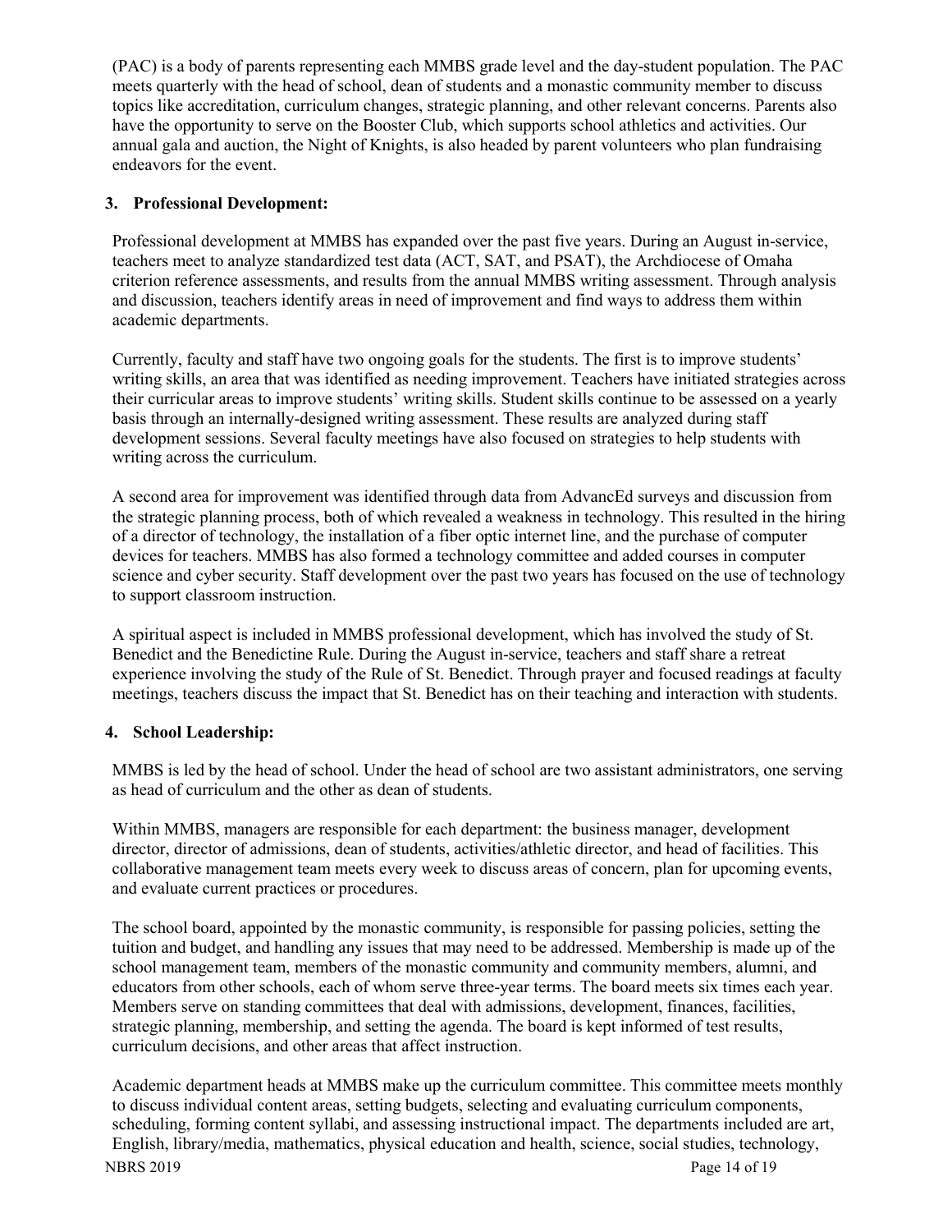(PAC) is a body of parents representing each MMBS grade level and the day-student population. The PAC meets quarterly with the head of school, dean of students and a monastic community member to discuss topics like accreditation, curriculum changes, strategic planning, and other relevant concerns. Parents also have the opportunity to serve on the Booster Club, which supports school athletics and activities. Our annual gala and auction, the Night of Knights, is also headed by parent volunteers who plan fundraising endeavors for the event.

### 3. Professional Development:

Professional development at MMBS has expanded over the past five years. During an August in-service, teachers meet to analyze standardized test data (ACT, SAT, and PSAT), the Archdiocese of Omaha criterion reference assessments, and results from the annual MMBS writing assessment. Through analysis and discussion, teachers identify areas in need of improvement and find ways to address them within academic departments.

Currently, faculty and staff have two ongoing goals for the students. The first is to improve students' writing skills, an area that was identified as needing improvement. Teachers have initiated strategies across their curricular areas to improve students' writing skills. Student skills continue to be assessed on a yearly basis through an internally-designed writing assessment. These results are analyzed during staff development sessions. Several faculty meetings have also focused on strategies to help students with writing across the curriculum.

A second area for improvement was identified through data from AdvancEd surveys and discussion from the strategic planning process, both of which revealed a weakness in technology. This resulted in the hiring of a director of technology, the installation of a fiber optic internet line, and the purchase of computer devices for teachers. MMBS has also formed a technology committee and added courses in computer science and cyber security. Staff development over the past two years has focused on the use of technology to support classroom instruction.

A spiritual aspect is included in MMBS professional development, which has involved the study of St. Benedict and the Benedictine Rule. During the August in-service, teachers and staff share a retreat experience involving the study of the Rule of St. Benedict. Through prayer and focused readings at faculty meetings, teachers discuss the impact that St. Benedict has on their teaching and interaction with students.

### 4. School Leadership:

MMBS is led by the head of school. Under the head of school are two assistant administrators, one serving as head of curriculum and the other as dean of students.

Within MMBS, managers are responsible for each department: the business manager, development director, director of admissions, dean of students, activities/athletic director, and head of facilities. This collaborative management team meets every week to discuss areas of concern, plan for upcoming events, and evaluate current practices or procedures.

The school board, appointed by the monastic community, is responsible for passing policies, setting the tuition and budget, and handling any issues that may need to be addressed. Membership is made up of the school management team, members of the monastic community and community members, alumni, and educators from other schools, each of whom serve three-year terms. The board meets six times each year. Members serve on standing committees that deal with admissions, development, finances, facilities, strategic planning, membership, and setting the agenda. The board is kept informed of test results, curriculum decisions, and other areas that affect instruction.

Academic department heads at MMBS make up the curriculum committee. This committee meets monthly to discuss individual content areas, setting budgets, selecting and evaluating curriculum components, scheduling, forming content syllabi, and assessing instructional impact. The departments included are art, English, library/media, mathematics, physical education and health, science, social studies, technology,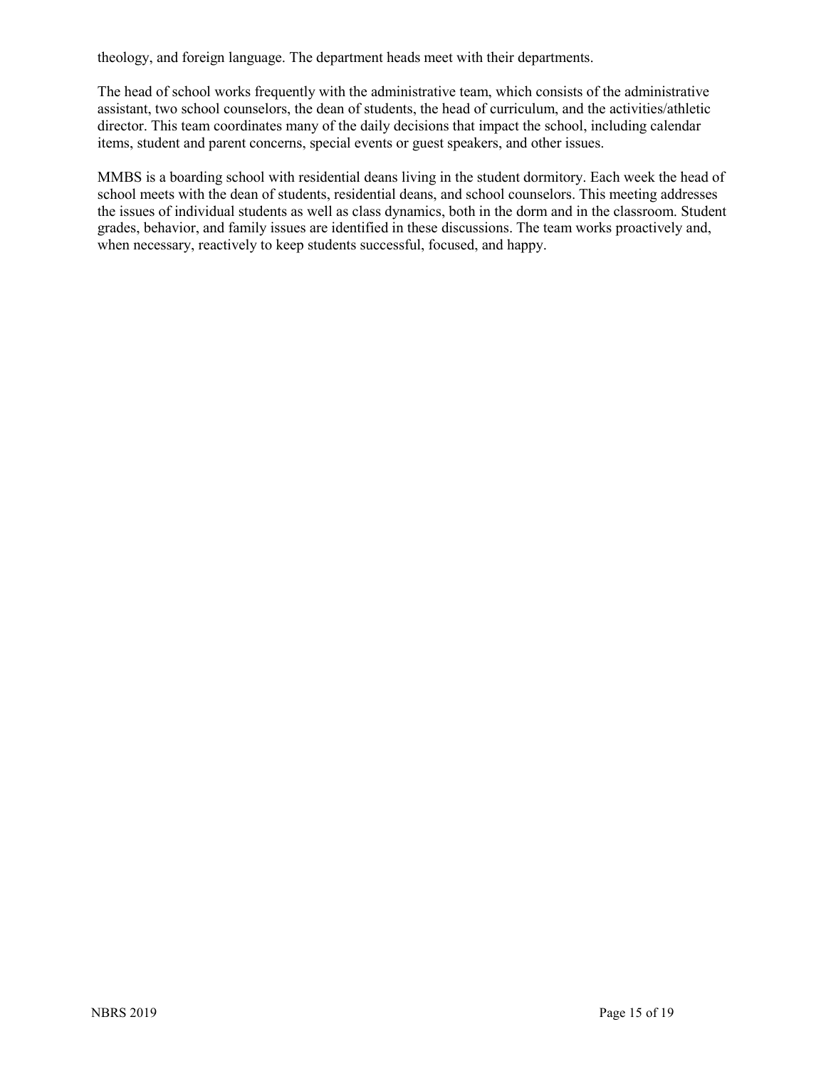theology, and foreign language. The department heads meet with their departments.

The head of school works frequently with the administrative team, which consists of the administrative assistant, two school counselors, the dean of students, the head of curriculum, and the activities/athletic director. This team coordinates many of the daily decisions that impact the school, including calendar items, student and parent concerns, special events or guest speakers, and other issues.

MMBS is a boarding school with residential deans living in the student dormitory. Each week the head of school meets with the dean of students, residential deans, and school counselors. This meeting addresses the issues of individual students as well as class dynamics, both in the dorm and in the classroom. Student grades, behavior, and family issues are identified in these discussions. The team works proactively and, when necessary, reactively to keep students successful, focused, and happy.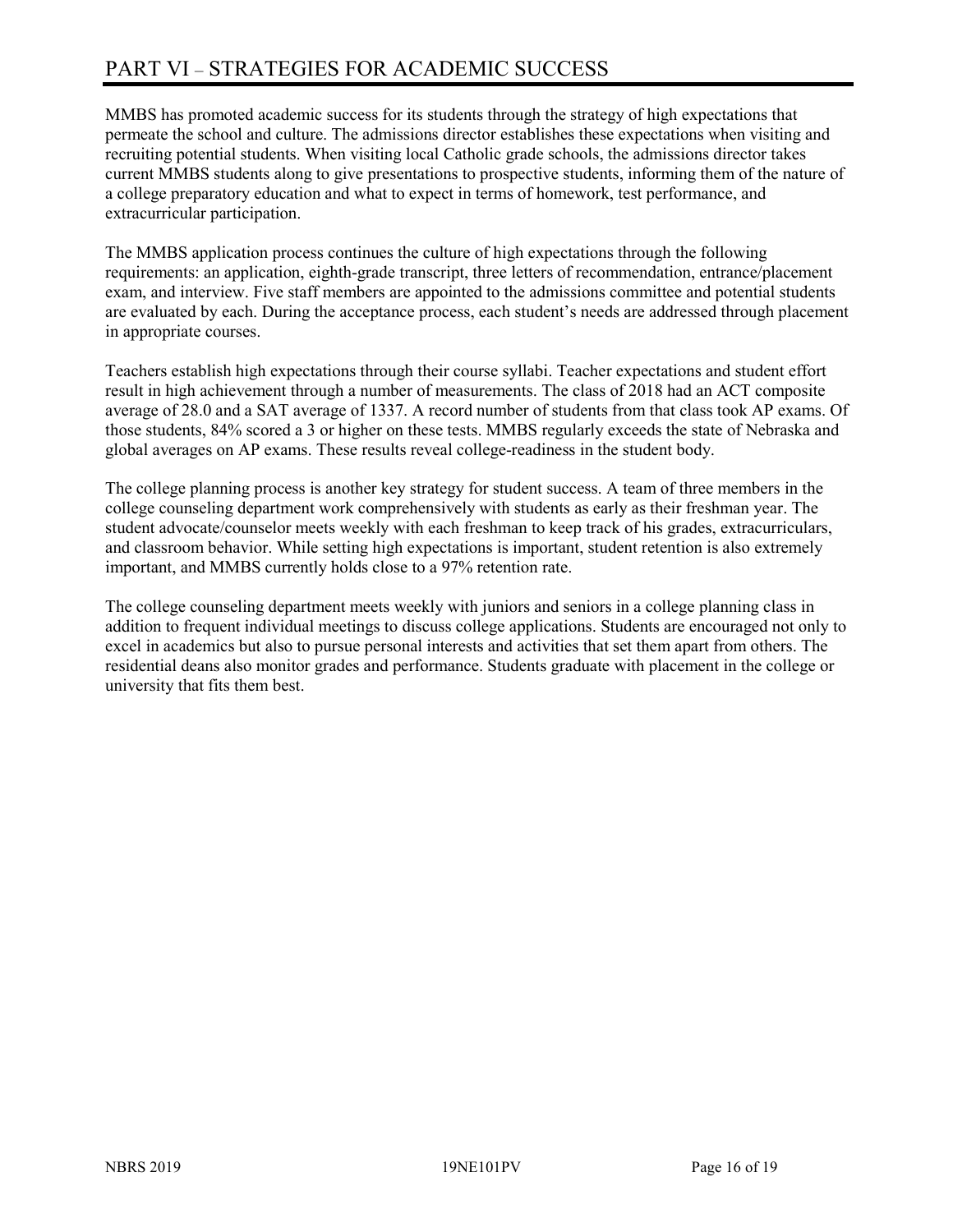# PART VI – STRATEGIES FOR ACADEMIC SUCCESS

MMBS has promoted academic success for its students through the strategy of high expectations that permeate the school and culture. The admissions director establishes these expectations when visiting and recruiting potential students. When visiting local Catholic grade schools, the admissions director takes current MMBS students along to give presentations to prospective students, informing them of the nature of a college preparatory education and what to expect in terms of homework, test performance, and extracurricular participation.

The MMBS application process continues the culture of high expectations through the following requirements: an application, eighth-grade transcript, three letters of recommendation, entrance/placement exam, and interview. Five staff members are appointed to the admissions committee and potential students are evaluated by each. During the acceptance process, each student's needs are addressed through placement in appropriate courses.

Teachers establish high expectations through their course syllabi. Teacher expectations and student effort result in high achievement through a number of measurements. The class of 2018 had an ACT composite average of 28.0 and a SAT average of 1337. A record number of students from that class took AP exams. Of those students, 84% scored a 3 or higher on these tests. MMBS regularly exceeds the state of Nebraska and global averages on AP exams. These results reveal college-readiness in the student body.

The college planning process is another key strategy for student success. A team of three members in the college counseling department work comprehensively with students as early as their freshman year. The student advocate/counselor meets weekly with each freshman to keep track of his grades, extracurriculars, and classroom behavior. While setting high expectations is important, student retention is also extremely important, and MMBS currently holds close to a 97% retention rate.

The college counseling department meets weekly with juniors and seniors in a college planning class in addition to frequent individual meetings to discuss college applications. Students are encouraged not only to excel in academics but also to pursue personal interests and activities that set them apart from others. The residential deans also monitor grades and performance. Students graduate with placement in the college or university that fits them best.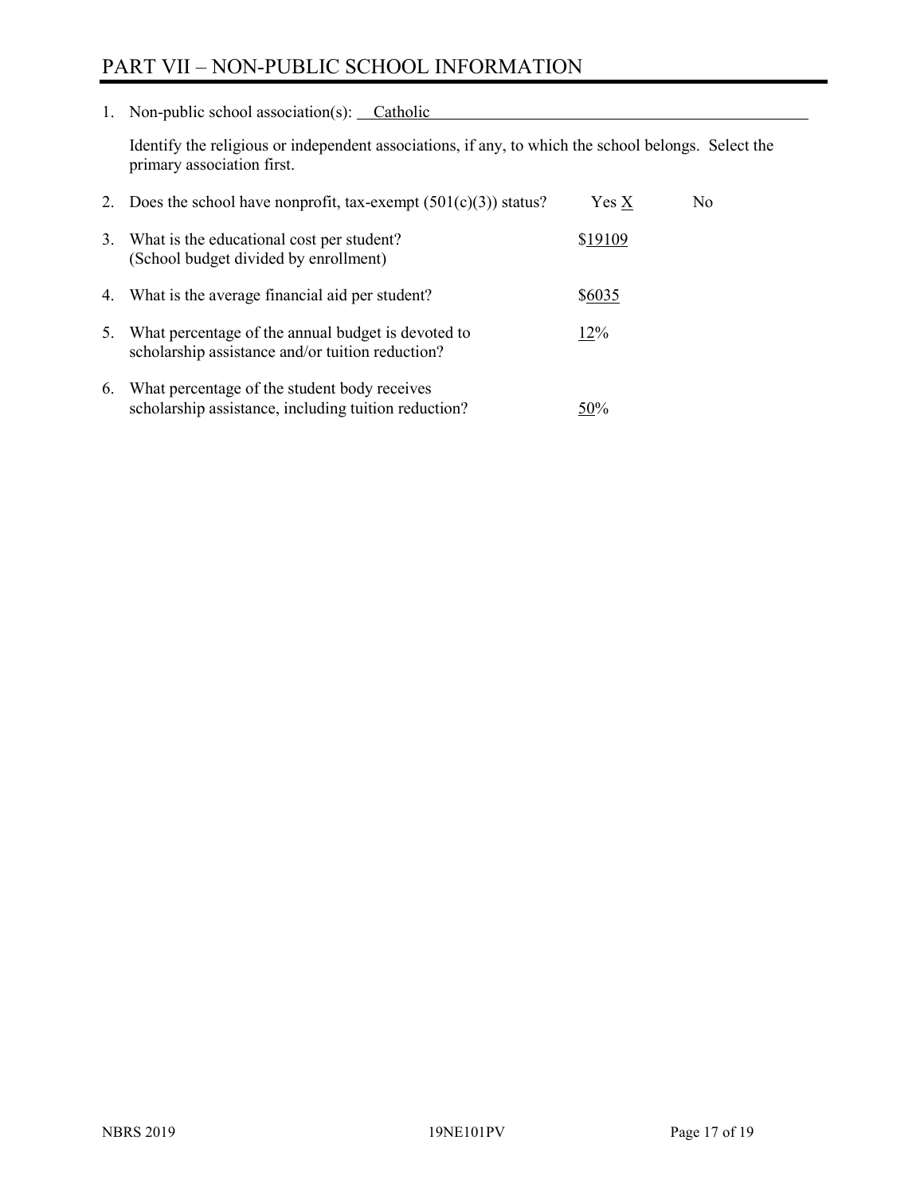# PART VII – NON-PUBLIC SCHOOL INFORMATION

1. Non-public school association(s): Catholic

   Identify the religious or independent associations, if any, to which the school belongs. Select the primary association first.

2. Does the school have nonprofit, tax-exempt (501(c)(3)) status? Yes X No

3. What is the educational cost per student? (School budget divided by enrollment) $19109

4. What is the average financial aid per student? $6035

5. What percentage of the annual budget is devoted to scholarship assistance and/or tuition reduction? 12%

6. What percentage of the student body receives scholarship assistance, including tuition reduction? 50%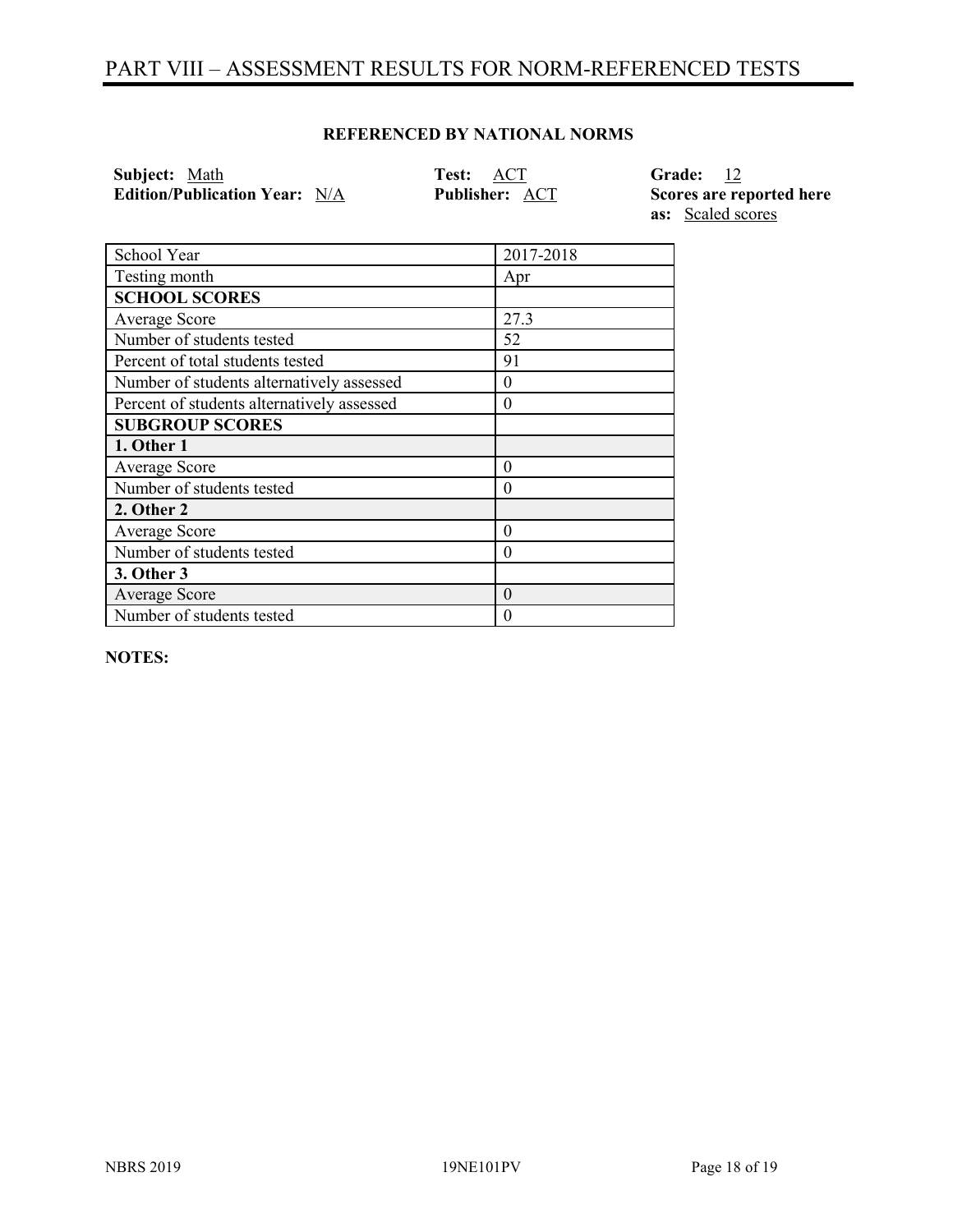# PART VIII – ASSESSMENT RESULTS FOR NORM-REFERENCED TESTS

**REFERENCED BY NATIONAL NORMS**

**Subject:** Math
**Edition/Publication Year:** N/A

**Test:** ACT
**Publisher:** ACT

**Grade:** 12
**Scores are reported here as:** Scaled scores

| School Year | 2017-2018 |
|---|---|
| Testing month | Apr |
| **SCHOOL SCORES** | |
| Average Score | 27.3 |
| Number of students tested | 52 |
| Percent of total students tested | 91 |
| Number of students alternatively assessed | 0 |
| Percent of students alternatively assessed | 0 |
| **SUBGROUP SCORES** | |
| **1. Other 1** | |
| Average Score | 0 |
| Number of students tested | 0 |
| **2. Other 2** | |
| Average Score | 0 |
| Number of students tested | 0 |
| **3. Other 3** | |
| Average Score | 0 |
| Number of students tested | 0 |

**NOTES:**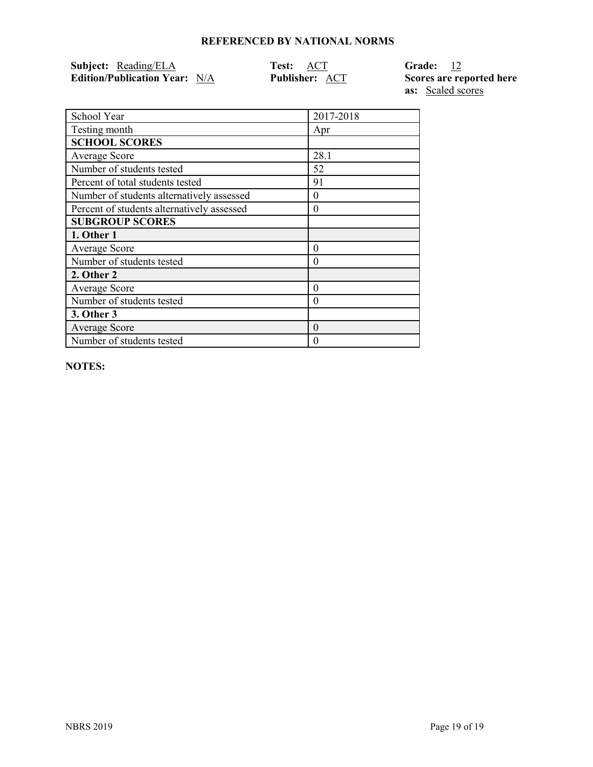## REFERENCED BY NATIONAL NORMS

**Subject:** Reading/ELA  
**Edition/Publication Year:** N/A  
**Test:** ACT  
**Publisher:** ACT  
**Grade:** 12  
**Scores are reported here as:** Scaled scores

| | |
|---|---|
| School Year | 2017-2018 |
| Testing month | Apr |
| **SCHOOL SCORES** | |
| Average Score | 28.1 |
| Number of students tested | 52 |
| Percent of total students tested | 91 |
| Number of students alternatively assessed | 0 |
| Percent of students alternatively assessed | 0 |
| **SUBGROUP SCORES** | |
| **1. Other 1** | |
| Average Score | 0 |
| Number of students tested | 0 |
| **2. Other 2** | |
| Average Score | 0 |
| Number of students tested | 0 |
| **3. Other 3** | |
| Average Score | 0 |
| Number of students tested | 0 |

**NOTES:**